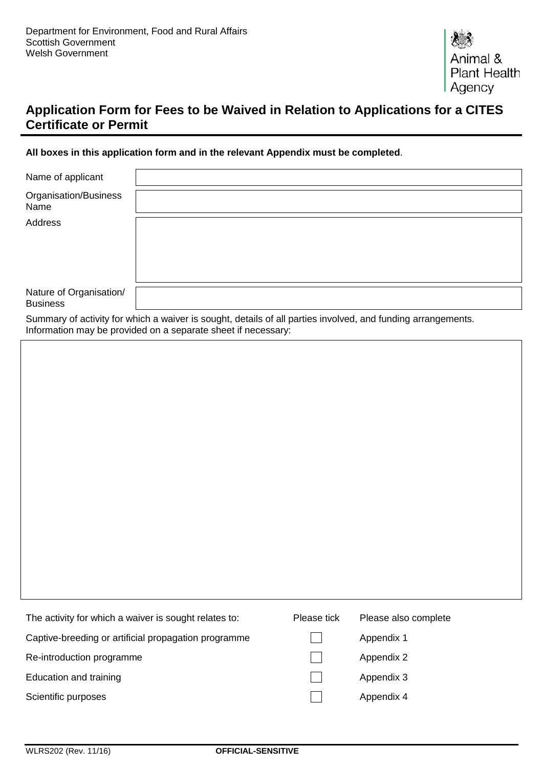Department for Environment, Food and Rural Affairs
Scottish Government
Welsh Government

Animal & Plant Health Agency

# Application Form for Fees to be Waived in Relation to Applications for a CITES Certificate or Permit

**All boxes in this application form and in the relevant Appendix must be completed**.

| | |
|---|---|
| Name of applicant | |
| Organisation/Business Name | |
| Address | |
| Nature of Organisation/ Business | |

Summary of activity for which a waiver is sought, details of all parties involved, and funding arrangements. Information may be provided on a separate sheet if necessary:

| |
|---|
| |

| The activity for which a waiver is sought relates to: | Please tick | Please also complete |
|---|---|---|
| Captive-breeding or artificial propagation programme | ☐ | Appendix 1 |
| Re-introduction programme | ☐ | Appendix 2 |
| Education and training | ☐ | Appendix 3 |
| Scientific purposes | ☐ | Appendix 4 |

WLRS202 (Rev. 11/16) **OFFICIAL-SENSITIVE**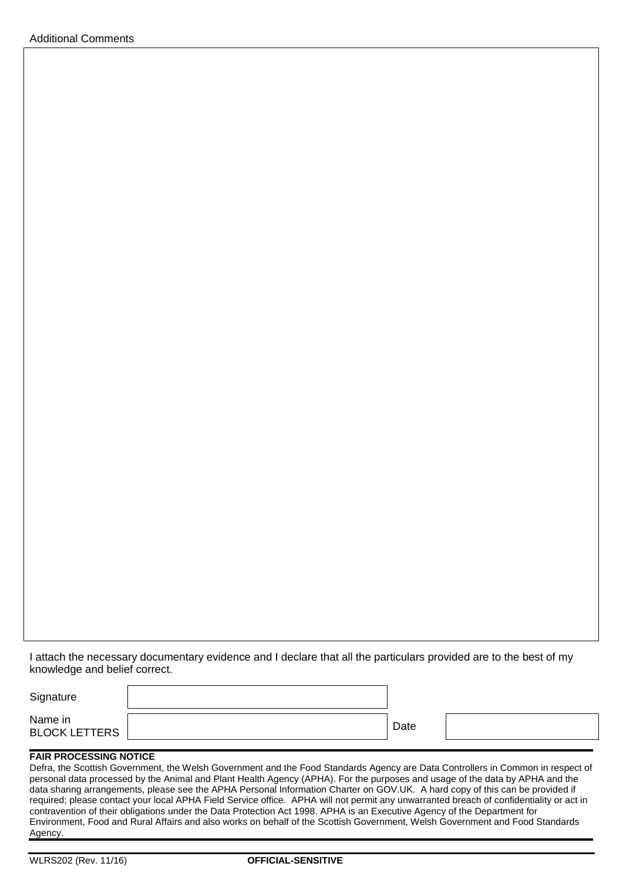Additional Comments

I attach the necessary documentary evidence and I declare that all the particulars provided are to the best of my knowledge and belief correct.

| | | | |
|---|---|---|---|
| Signature | | | |
| Name in BLOCK LETTERS | | Date | |

**FAIR PROCESSING NOTICE**

Defra, the Scottish Government, the Welsh Government and the Food Standards Agency are Data Controllers in Common in respect of personal data processed by the Animal and Plant Health Agency (APHA). For the purposes and usage of the data by APHA and the data sharing arrangements, please see the APHA Personal Information Charter on GOV.UK. A hard copy of this can be provided if required; please contact your local APHA Field Service office. APHA will not permit any unwarranted breach of confidentiality or act in contravention of their obligations under the Data Protection Act 1998. APHA is an Executive Agency of the Department for Environment, Food and Rural Affairs and also works on behalf of the Scottish Government, Welsh Government and Food Standards Agency.

WLRS202 (Rev. 11/16) **OFFICIAL-SENSITIVE**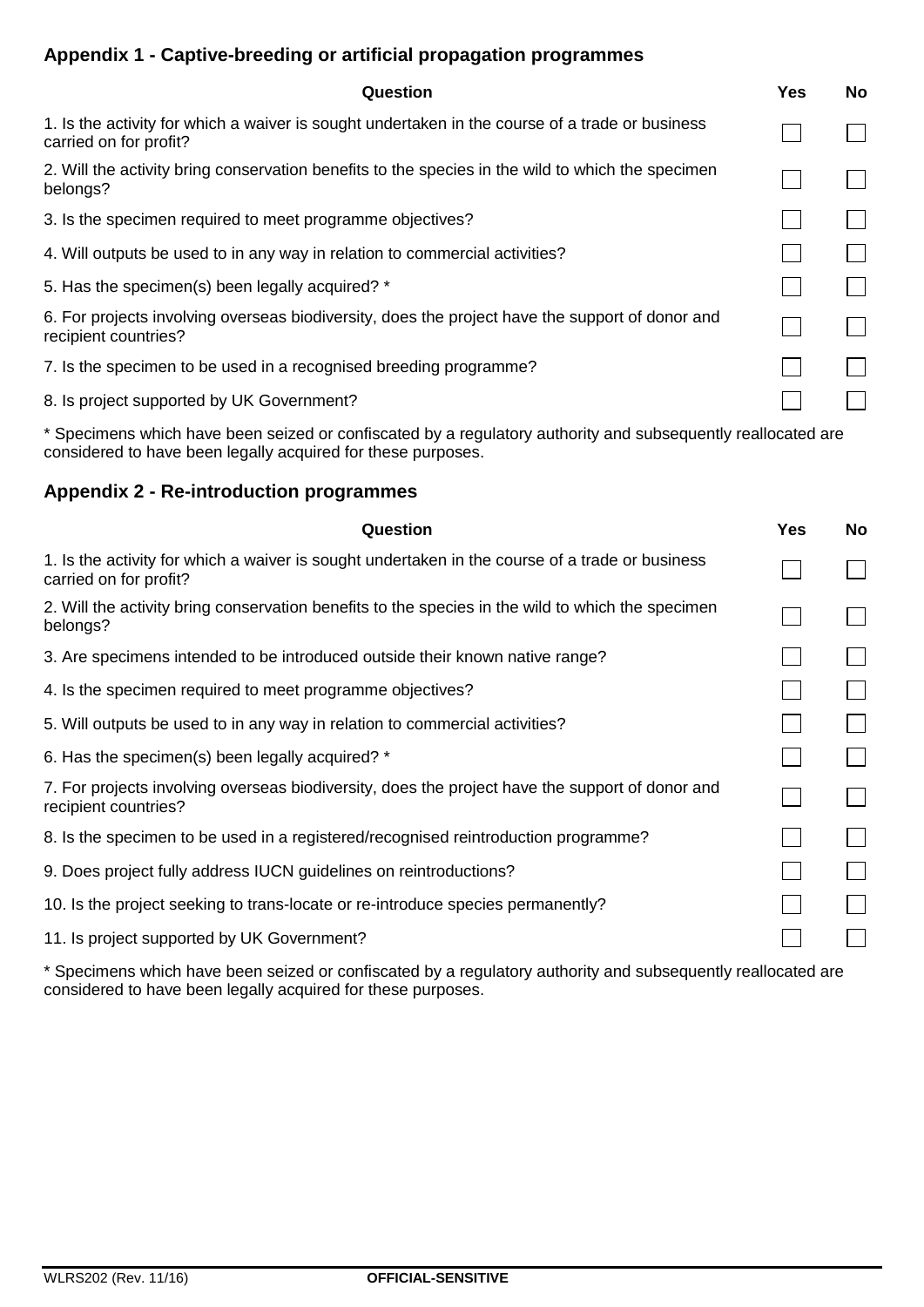## Appendix 1 - Captive-breeding or artificial propagation programmes

| Question | Yes | No |
|---|---|---|
| 1. Is the activity for which a waiver is sought undertaken in the course of a trade or business carried on for profit? | ☐ | ☐ |
| 2. Will the activity bring conservation benefits to the species in the wild to which the specimen belongs? | ☐ | ☐ |
| 3. Is the specimen required to meet programme objectives? | ☐ | ☐ |
| 4. Will outputs be used to in any way in relation to commercial activities? | ☐ | ☐ |
| 5. Has the specimen(s) been legally acquired? * | ☐ | ☐ |
| 6. For projects involving overseas biodiversity, does the project have the support of donor and recipient countries? | ☐ | ☐ |
| 7. Is the specimen to be used in a recognised breeding programme? | ☐ | ☐ |
| 8. Is project supported by UK Government? | ☐ | ☐ |

* Specimens which have been seized or confiscated by a regulatory authority and subsequently reallocated are considered to have been legally acquired for these purposes.

## Appendix 2 - Re-introduction programmes

| Question | Yes | No |
|---|---|---|
| 1. Is the activity for which a waiver is sought undertaken in the course of a trade or business carried on for profit? | ☐ | ☐ |
| 2. Will the activity bring conservation benefits to the species in the wild to which the specimen belongs? | ☐ | ☐ |
| 3. Are specimens intended to be introduced outside their known native range? | ☐ | ☐ |
| 4. Is the specimen required to meet programme objectives? | ☐ | ☐ |
| 5. Will outputs be used to in any way in relation to commercial activities? | ☐ | ☐ |
| 6. Has the specimen(s) been legally acquired? * | ☐ | ☐ |
| 7. For projects involving overseas biodiversity, does the project have the support of donor and recipient countries? | ☐ | ☐ |
| 8. Is the specimen to be used in a registered/recognised reintroduction programme? | ☐ | ☐ |
| 9. Does project fully address IUCN guidelines on reintroductions? | ☐ | ☐ |
| 10. Is the project seeking to trans-locate or re-introduce species permanently? | ☐ | ☐ |
| 11. Is project supported by UK Government? | ☐ | ☐ |

* Specimens which have been seized or confiscated by a regulatory authority and subsequently reallocated are considered to have been legally acquired for these purposes.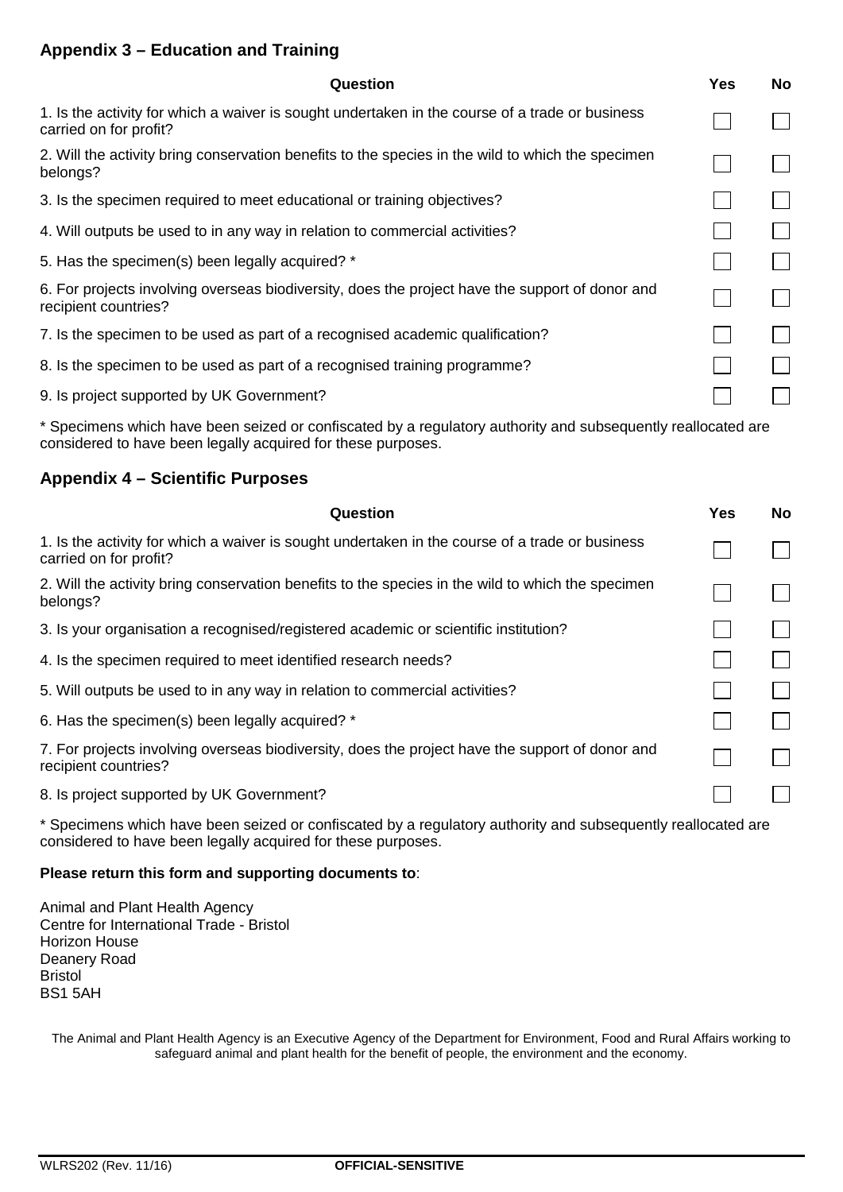## Appendix 3 – Education and Training

| Question | Yes | No |
|---|---|---|
| 1. Is the activity for which a waiver is sought undertaken in the course of a trade or business carried on for profit? | ☐ | ☐ |
| 2. Will the activity bring conservation benefits to the species in the wild to which the specimen belongs? | ☐ | ☐ |
| 3. Is the specimen required to meet educational or training objectives? | ☐ | ☐ |
| 4. Will outputs be used to in any way in relation to commercial activities? | ☐ | ☐ |
| 5. Has the specimen(s) been legally acquired? * | ☐ | ☐ |
| 6. For projects involving overseas biodiversity, does the project have the support of donor and recipient countries? | ☐ | ☐ |
| 7. Is the specimen to be used as part of a recognised academic qualification? | ☐ | ☐ |
| 8. Is the specimen to be used as part of a recognised training programme? | ☐ | ☐ |
| 9. Is project supported by UK Government? | ☐ | ☐ |

* Specimens which have been seized or confiscated by a regulatory authority and subsequently reallocated are considered to have been legally acquired for these purposes.

## Appendix 4 – Scientific Purposes

| Question | Yes | No |
|---|---|---|
| 1. Is the activity for which a waiver is sought undertaken in the course of a trade or business carried on for profit? | ☐ | ☐ |
| 2. Will the activity bring conservation benefits to the species in the wild to which the specimen belongs? | ☐ | ☐ |
| 3. Is your organisation a recognised/registered academic or scientific institution? | ☐ | ☐ |
| 4. Is the specimen required to meet identified research needs? | ☐ | ☐ |
| 5. Will outputs be used to in any way in relation to commercial activities? | ☐ | ☐ |
| 6. Has the specimen(s) been legally acquired? * | ☐ | ☐ |
| 7. For projects involving overseas biodiversity, does the project have the support of donor and recipient countries? | ☐ | ☐ |
| 8. Is project supported by UK Government? | ☐ | ☐ |

* Specimens which have been seized or confiscated by a regulatory authority and subsequently reallocated are considered to have been legally acquired for these purposes.

**Please return this form and supporting documents to**:

Animal and Plant Health Agency
Centre for International Trade - Bristol
Horizon House
Deanery Road
Bristol
BS1 5AH

The Animal and Plant Health Agency is an Executive Agency of the Department for Environment, Food and Rural Affairs working to safeguard animal and plant health for the benefit of people, the environment and the economy.

WLRS202 (Rev. 11/16) **OFFICIAL-SENSITIVE**